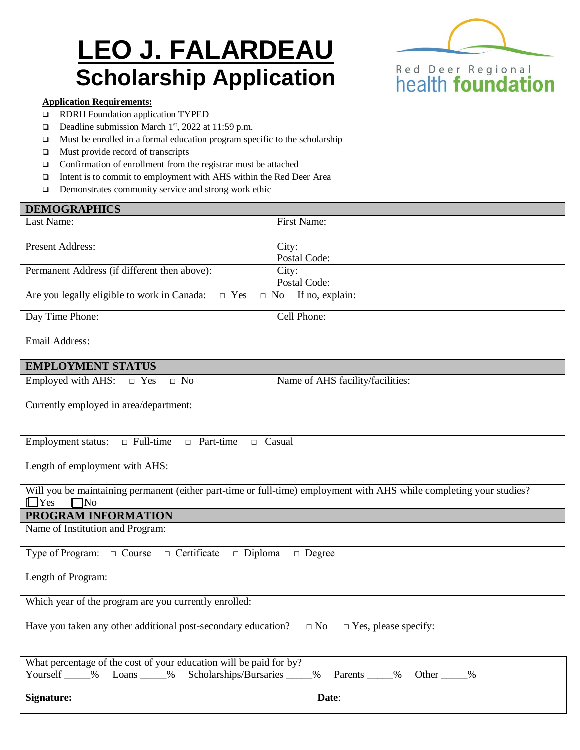# LEO J. FALARDEAU
## Scholarship Application

Red Deer Regional health foundation

**Application Requirements:**

- ❑ RDRH Foundation application TYPED
- ❑ Deadline submission March 1st, 2022 at 11:59 p.m.
- ❑ Must be enrolled in a formal education program specific to the scholarship
- ❑ Must provide record of transcripts
- ❑ Confirmation of enrollment from the registrar must be attached
- ❑ Intent is to commit to employment with AHS within the Red Deer Area
- ❑ Demonstrates community service and strong work ethic

| **DEMOGRAPHICS** | |
|---|---|
| Last Name: | First Name: |
| Present Address: | City:<br>Postal Code: |
| Permanent Address (if different then above): | City:<br>Postal Code: |
| Are you legally eligible to work in Canada: □ Yes □ No If no, explain: | |
| Day Time Phone: | Cell Phone: |
| Email Address: | |
| **EMPLOYMENT STATUS** | |
| Employed with AHS: □ Yes □ No | Name of AHS facility/facilities: |
| Currently employed in area/department: | |
| Employment status: □ Full-time □ Part-time □ Casual | |
| Length of employment with AHS: | |
| Will you be maintaining permanent (either part-time or full-time) employment with AHS while completing your studies?<br>☐Yes ☐No | |
| **PROGRAM INFORMATION** | |
| Name of Institution and Program: | |
| Type of Program: □ Course □ Certificate □ Diploma □ Degree | |
| Length of Program: | |
| Which year of the program are you currently enrolled: | |
| Have you taken any other additional post-secondary education? □ No □ Yes, please specify: | |
| What percentage of the cost of your education will be paid for by?<br>Yourself _____% Loans _____% Scholarships/Bursaries _____% Parents _____% Other _____% | |
| **Signature:** | **Date**: |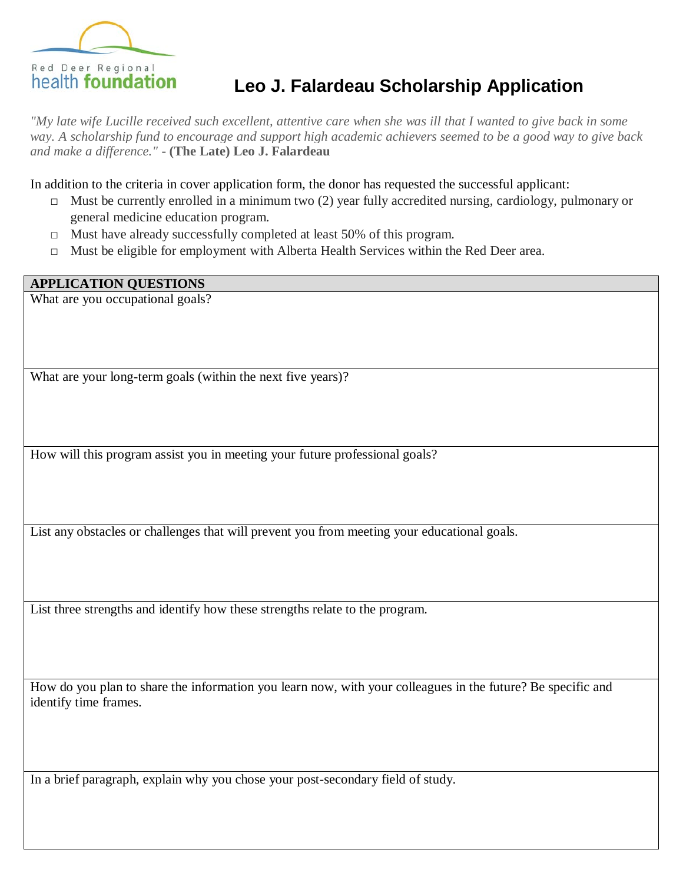Red Deer Regional
health foundation

# Leo J. Falardeau Scholarship Application

*"My late wife Lucille received such excellent, attentive care when she was ill that I wanted to give back in some way. A scholarship fund to encourage and support high academic achievers seemed to be a good way to give back and make a difference."* - **(The Late) Leo J. Falardeau**

In addition to the criteria in cover application form, the donor has requested the successful applicant:

- □ Must be currently enrolled in a minimum two (2) year fully accredited nursing, cardiology, pulmonary or general medicine education program.
- □ Must have already successfully completed at least 50% of this program.
- □ Must be eligible for employment with Alberta Health Services within the Red Deer area.

| **APPLICATION QUESTIONS** |
| --- |
| What are you occupational goals? |
| What are your long-term goals (within the next five years)? |
| How will this program assist you in meeting your future professional goals? |
| List any obstacles or challenges that will prevent you from meeting your educational goals. |
| List three strengths and identify how these strengths relate to the program. |
| How do you plan to share the information you learn now, with your colleagues in the future? Be specific and identify time frames. |
| In a brief paragraph, explain why you chose your post-secondary field of study. |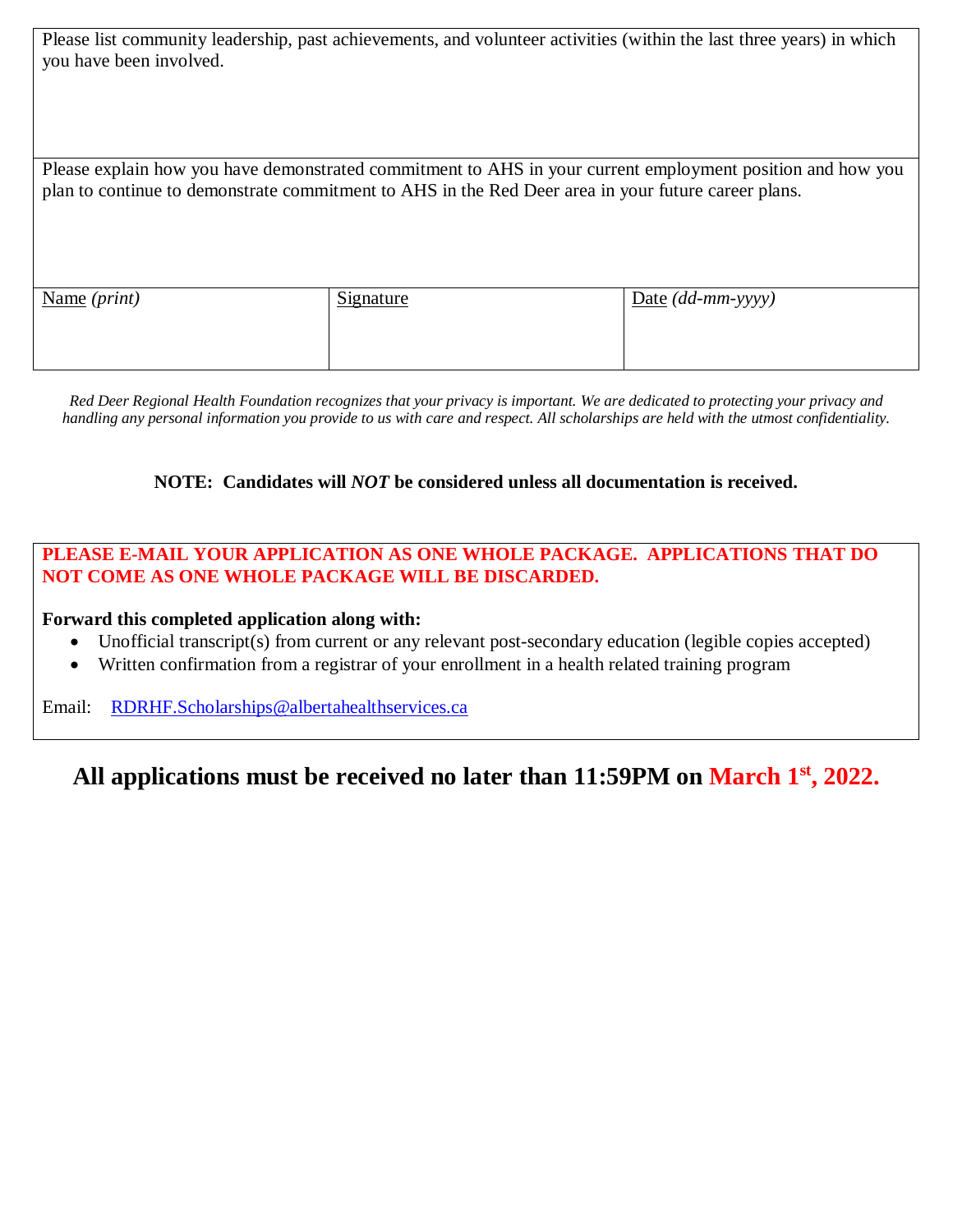| Please list community leadership, past achievements, and volunteer activities (within the last three years) in which you have been involved. |
|---|
| Please explain how you have demonstrated commitment to AHS in your current employment position and how you plan to continue to demonstrate commitment to AHS in the Red Deer area in your future career plans. |

| Name *(print)* | Signature | Date *(dd-mm-yyyy)* |
|---|---|---|
| | | |

*Red Deer Regional Health Foundation recognizes that your privacy is important. We are dedicated to protecting your privacy and handling any personal information you provide to us with care and respect. All scholarships are held with the utmost confidentiality.*

**NOTE: Candidates will *NOT* be considered unless all documentation is received.**

**PLEASE E-MAIL YOUR APPLICATION AS ONE WHOLE PACKAGE. APPLICATIONS THAT DO NOT COME AS ONE WHOLE PACKAGE WILL BE DISCARDED.**

**Forward this completed application along with:**

- Unofficial transcript(s) from current or any relevant post-secondary education (legible copies accepted)
- Written confirmation from a registrar of your enrollment in a health related training program

Email: RDRHF.Scholarships@albertahealthservices.ca

## All applications must be received no later than 11:59PM on March 1st, 2022.